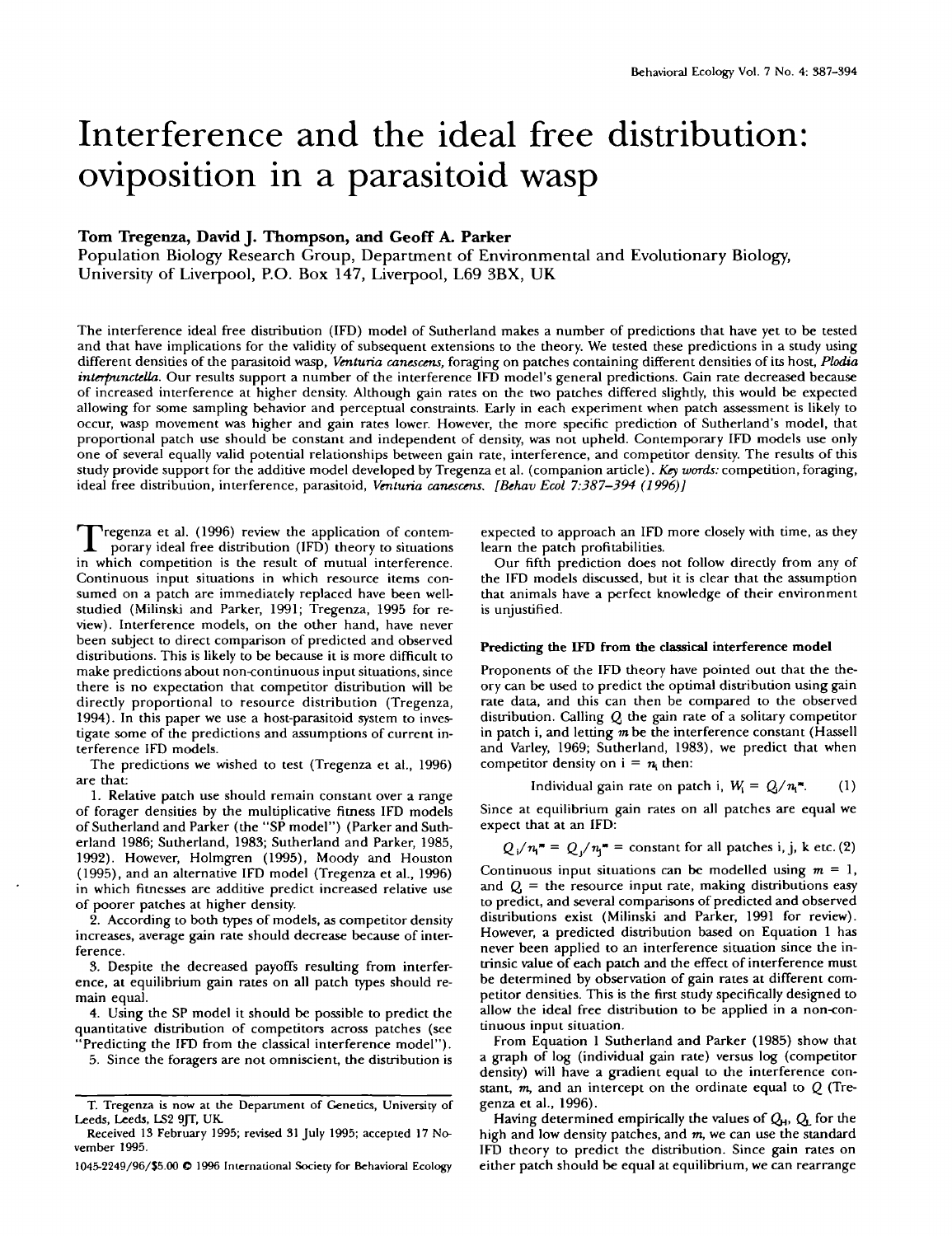# Interference and the ideal free distribution: oviposition in a parasitoid wasp

**Tom Tregenza, David J. Thompson, and Geoff A. Parker**

Population Biology Research Group, Department of Environmental and Evolutionary Biology, University of Liverpool, P.O. Box 147, Liverpool, L69 3BX, UK

The interference ideal free distribution (IFD) model of Sutherland makes a number of predictions that have yet to be tested and that have implications for the validity of subsequent extensions to the theory. We tested these predictions in a study using different densities of the parasitoid wasp, *Venturia canescens*, foraging on patches containing different densities of its host, *Plodia interpunctella*. Our results support a number of the interference IFD model's general predictions. Gain rate decreased because of increased interference at higher density. Although gain rates on the two patches differed slightly, this would be expected allowing for some sampling behavior and perceptual constraints. Early in each experiment when patch assessment is likely to occur, wasp movement was higher and gain rates lower. However, the more specific prediction of Sutherland's model, that proportional patch use should be constant and independent of density, was not upheld. Contemporary IFD models use only one of several equally valid potential relationships between gain rate, interference, and competitor density. The results of this study provide support for the additive model developed by Tregenza et al. (companion article). *Key words:* competition, foraging, ideal free distribution, interference, parasitoid, *Venturia canescens*. *[Behav Ecol 7:387–394 (1996)]*

Tregenza et al. (1996) review the application of contemporary ideal free distribution (IFD) theory to situations in which competition is the result of mutual interference. Continuous input situations in which resource items consumed on a patch are immediately replaced have been well-studied (Milinski and Parker, 1991; Tregenza, 1995 for review). Interference models, on the other hand, have never been subject to direct comparison of predicted and observed distributions. This is likely to be because it is more difficult to make predictions about non-continuous input situations, since there is no expectation that competitor distribution will be directly proportional to resource distribution (Tregenza, 1994). In this paper we use a host-parasitoid system to investigate some of the predictions and assumptions of current interference IFD models.

The predictions we wished to test (Tregenza et al., 1996) are that:

1. Relative patch use should remain constant over a range of forager densities by the multiplicative fitness IFD models of Sutherland and Parker (the "SP model") (Parker and Sutherland 1986; Sutherland, 1983; Sutherland and Parker, 1985, 1992). However, Holmgren (1995), Moody and Houston (1995), and an alternative IFD model (Tregenza et al., 1996) in which fitnesses are additive predict increased relative use of poorer patches at higher density.
2. According to both types of models, as competitor density increases, average gain rate should decrease because of interference.
3. Despite the decreased payoffs resulting from interference, at equilibrium gain rates on all patch types should remain equal.
4. Using the SP model it should be possible to predict the quantitative distribution of competitors across patches (see "Predicting the IFD from the classical interference model").
5. Since the foragers are not omniscient, the distribution is expected to approach an IFD more closely with time, as they learn the patch profitabilities.

Our fifth prediction does not follow directly from any of the IFD models discussed, but it is clear that the assumption that animals have a perfect knowledge of their environment is unjustified.

### Predicting the IFD from the classical interference model

Proponents of the IFD theory have pointed out that the theory can be used to predict the optimal distribution using gain rate data, and this can then be compared to the observed distribution. Calling $Q_i$ the gain rate of a solitary competitor in patch i, and letting $m$ be the interference constant (Hassell and Varley, 1969; Sutherland, 1983), we predict that when competitor density on $i = n_i$ then:

$$\text{Individual gain rate on patch i, } W_i = Q_i/n_i^m. \quad (1)$$

Since at equilibrium gain rates on all patches are equal we expect that at an IFD:

$$Q_i/n_i^m = Q_j/n_j^m = \text{constant for all patches i, j, k etc.} \quad (2)$$

Continuous input situations can be modelled using $m = 1$, and $Q_i$ = the resource input rate, making distributions easy to predict, and several comparisons of predicted and observed distributions exist (Milinski and Parker, 1991 for review). However, a predicted distribution based on Equation 1 has never been applied to an interference situation since the intrinsic value of each patch and the effect of interference must be determined by observation of gain rates at different competitor densities. This is the first study specifically designed to allow the ideal free distribution to be applied in a non-continuous input situation.

From Equation 1 Sutherland and Parker (1985) show that a graph of log (individual gain rate) versus log (competitor density) will have a gradient equal to the interference constant, $m$, and an intercept on the ordinate equal to $Q$ (Tregenza et al., 1996).

Having determined empirically the values of $Q_H$, $Q_L$ for the high and low density patches, and $m$, we can use the standard IFD theory to predict the distribution. Since gain rates on either patch should be equal at equilibrium, we can rearrange

---

T. Tregenza is now at the Department of Genetics, University of Leeds, Leeds, LS2 9JT, UK.

Received 13 February 1995; revised 31 July 1995; accepted 17 November 1995.

1045-2249/96/$5.00 © 1996 International Society for Behavioral Ecology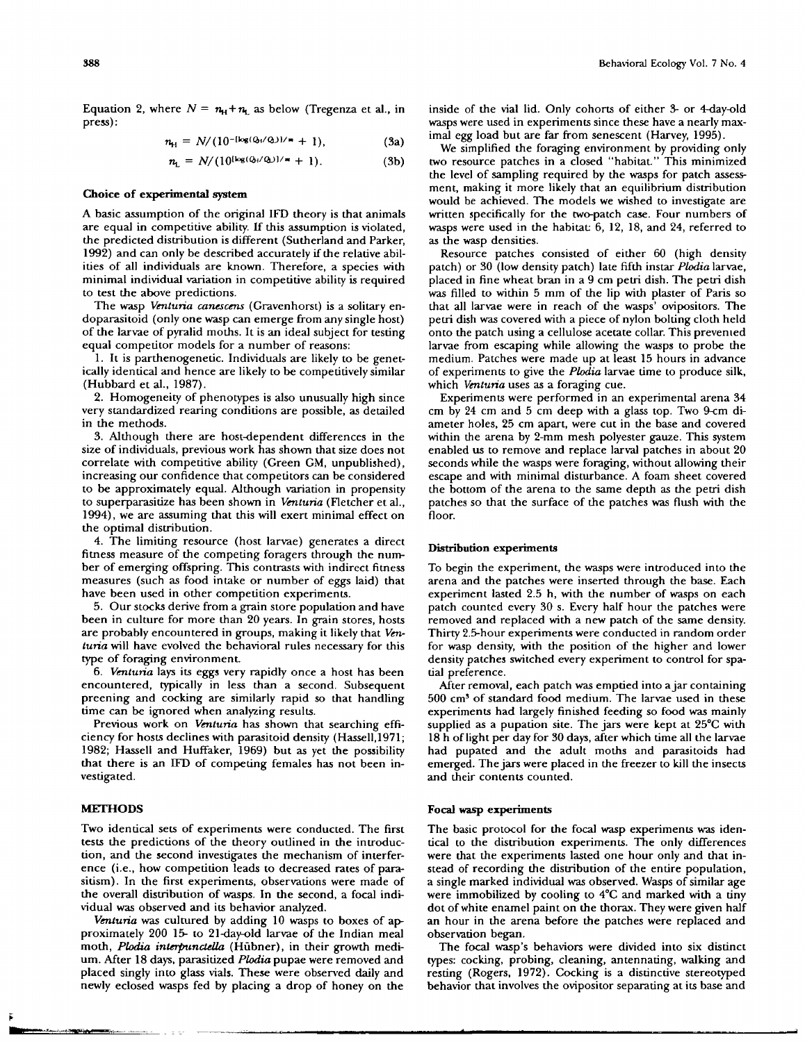Equation 2, where $N = n_H + n_L$ as below (Tregenza et al., in press):

$$n_H = N/(10^{-[\log(Q_H/Q_L)]/m} + 1), \quad (3a)$$

$$n_L = N/(10^{[\log(Q_H/Q_L)]/m} + 1). \quad (3b)$$

### Choice of experimental system

A basic assumption of the original IFD theory is that animals are equal in competitive ability. If this assumption is violated, the predicted distribution is different (Sutherland and Parker, 1992) and can only be described accurately if the relative abilities of all individuals are known. Therefore, a species with minimal individual variation in competitive ability is required to test the above predictions.

The wasp *Venturia canescens* (Gravenhorst) is a solitary endoparasitoid (only one wasp can emerge from any single host) of the larvae of pyralid moths. It is an ideal subject for testing equal competitor models for a number of reasons:

1. It is parthenogenetic. Individuals are likely to be genetically identical and hence are likely to be competitively similar (Hubbard et al., 1987).
2. Homogeneity of phenotypes is also unusually high since very standardized rearing conditions are possible, as detailed in the methods.
3. Although there are host-dependent differences in the size of individuals, previous work has shown that size does not correlate with competitive ability (Green GM, unpublished), increasing our confidence that competitors can be considered to be approximately equal. Although variation in propensity to superparasitize has been shown in *Venturia* (Fletcher et al., 1994), we are assuming that this will exert minimal effect on the optimal distribution.
4. The limiting resource (host larvae) generates a direct fitness measure of the competing foragers through the number of emerging offspring. This contrasts with indirect fitness measures (such as food intake or number of eggs laid) that have been used in other competition experiments.
5. Our stocks derive from a grain store population and have been in culture for more than 20 years. In grain stores, hosts are probably encountered in groups, making it likely that *Venturia* will have evolved the behavioral rules necessary for this type of foraging environment.
6. *Venturia* lays its eggs very rapidly once a host has been encountered, typically in less than a second. Subsequent preening and cocking are similarly rapid so that handling time can be ignored when analyzing results.

Previous work on *Venturia* has shown that searching efficiency for hosts declines with parasitoid density (Hassell,1971; 1982; Hassell and Huffaker, 1969) but as yet the possibility that there is an IFD of competing females has not been investigated.

## METHODS

Two identical sets of experiments were conducted. The first tests the predictions of the theory outlined in the introduction, and the second investigates the mechanism of interference (i.e., how competition leads to decreased rates of parasitism). In the first experiments, observations were made of the overall distribution of wasps. In the second, a focal individual was observed and its behavior analyzed.

*Venturia* was cultured by adding 10 wasps to boxes of approximately 200 15- to 21-day-old larvae of the Indian meal moth, *Plodia interpunctella* (Hübner), in their growth medium. After 18 days, parasitized *Plodia* pupae were removed and placed singly into glass vials. These were observed daily and newly eclosed wasps fed by placing a drop of honey on the inside of the vial lid. Only cohorts of either 3- or 4-day-old wasps were used in experiments since these have a nearly maximal egg load but are far from senescent (Harvey, 1995).

We simplified the foraging environment by providing only two resource patches in a closed "habitat." This minimized the level of sampling required by the wasps for patch assessment, making it more likely that an equilibrium distribution would be achieved. The models we wished to investigate are written specifically for the two-patch case. Four numbers of wasps were used in the habitat: 6, 12, 18, and 24, referred to as the wasp densities.

Resource patches consisted of either 60 (high density patch) or 30 (low density patch) late fifth instar *Plodia* larvae, placed in fine wheat bran in a 9 cm petri dish. The petri dish was filled to within 5 mm of the lip with plaster of Paris so that all larvae were in reach of the wasps' ovipositors. The petri dish was covered with a piece of nylon bolting cloth held onto the patch using a cellulose acetate collar. This prevented larvae from escaping while allowing the wasps to probe the medium. Patches were made up at least 15 hours in advance of experiments to give the *Plodia* larvae time to produce silk, which *Venturia* uses as a foraging cue.

Experiments were performed in an experimental arena 34 cm by 24 cm and 5 cm deep with a glass top. Two 9-cm diameter holes, 25 cm apart, were cut in the base and covered within the arena by 2-mm mesh polyester gauze. This system enabled us to remove and replace larval patches in about 20 seconds while the wasps were foraging, without allowing their escape and with minimal disturbance. A foam sheet covered the bottom of the arena to the same depth as the petri dish patches so that the surface of the patches was flush with the floor.

### Distribution experiments

To begin the experiment, the wasps were introduced into the arena and the patches were inserted through the base. Each experiment lasted 2.5 h, with the number of wasps on each patch counted every 30 s. Every half hour the patches were removed and replaced with a new patch of the same density. Thirty 2.5-hour experiments were conducted in random order for wasp density, with the position of the higher and lower density patches switched every experiment to control for spatial preference.

After removal, each patch was emptied into a jar containing 500 cm³ of standard food medium. The larvae used in these experiments had largely finished feeding so food was mainly supplied as a pupation site. The jars were kept at 25°C with 18 h of light per day for 30 days, after which time all the larvae had pupated and the adult moths and parasitoids had emerged. The jars were placed in the freezer to kill the insects and their contents counted.

### Focal wasp experiments

The basic protocol for the focal wasp experiments was identical to the distribution experiments. The only differences were that the experiments lasted one hour only and that instead of recording the distribution of the entire population, a single marked individual was observed. Wasps of similar age were immobilized by cooling to 4°C and marked with a tiny dot of white enamel paint on the thorax. They were given half an hour in the arena before the patches were replaced and observation began.

The focal wasp's behaviors were divided into six distinct types: cocking, probing, cleaning, antennating, walking and resting (Rogers, 1972). Cocking is a distinctive stereotyped behavior that involves the ovipositor separating at its base and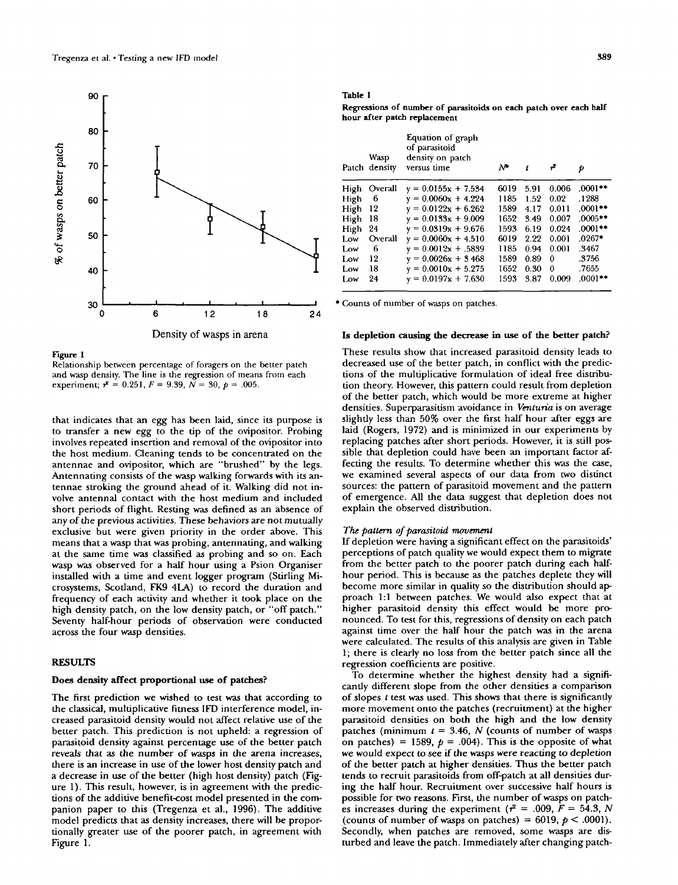Figure 1

Relationship between percentage of foragers on the better patch and wasp density. The line is the regression of means from each experiment; $r^2 = 0.251$, $F = 9.39$, $N = 30$, $p = .005$.

that indicates that an egg has been laid, since its purpose is to transfer a new egg to the tip of the ovipositor. Probing involves repeated insertion and removal of the ovipositor into the host medium. Cleaning tends to be concentrated on the antennae and ovipositor, which are "brushed" by the legs. Antennating consists of the wasp walking forwards with its antennae stroking the ground ahead of it. Walking did not involve antennal contact with the host medium and included short periods of flight. Resting was defined as an absence of any of the previous activities. These behaviors are not mutually exclusive but were given priority in the order above. This means that a wasp that was probing, antennating, and walking at the same time was classified as probing and so on. Each wasp was observed for a half hour using a Psion Organiser installed with a time and event logger program (Stirling Microsystems, Scotland, FK9 4LA) to record the duration and frequency of each activity and whether it took place on the high density patch, on the low density patch, or "off patch." Seventy half-hour periods of observation were conducted across the four wasp densities.

## RESULTS

### Does density affect proportional use of patches?

The first prediction we wished to test was that according to the classical, multiplicative fitness IFD interference model, increased parasitoid density would not affect relative use of the better patch. This prediction is not upheld: a regression of parasitoid density against percentage use of the better patch reveals that as the number of wasps in the arena increases, there is an increase in use of the lower host density patch and a decrease in use of the better (high host density) patch (Figure 1). This result, however, is in agreement with the predictions of the additive benefit-cost model presented in the companion paper to this (Tregenza et al., 1996). The additive model predicts that as density increases, there will be proportionally greater use of the poorer patch, in agreement with Figure 1.

Table 1

Regressions of number of parasitoids on each patch over each half hour after patch replacement

| Patch | Wasp density | Equation of graph of parasitoid density on patch versus time | $N^a$ | $t$ | $r^2$ | $p$ |
|---|---|---|---|---|---|---|
| High | Overall | $y = 0.0155x + 7.534$ | 6019 | 5.91 | 0.006 | .0001** |
| High | 6 | $y = 0.0060x + 4.224$ | 1185 | 1.52 | 0.02 | .1288 |
| High | 12 | $y = 0.0122x + 6.262$ | 1589 | 4.17 | 0.011 | .0001** |
| High | 18 | $y = 0.0133x + 9.009$ | 1652 | 3.49 | 0.007 | .0005** |
| High | 24 | $y = 0.0319x + 9.676$ | 1593 | 6.19 | 0.024 | .0001** |
| Low | Overall | $y = 0.0060x + 4.510$ | 6019 | 2.22 | 0.001 | .0267* |
| Low | 6 | $y = 0.0012x + .5839$ | 1185 | 0.94 | 0.001 | .3467 |
| Low | 12 | $y = 0.0026x + 3.468$ | 1589 | 0.89 | 0 | .3756 |
| Low | 18 | $y = 0.0010x + 5.275$ | 1652 | 0.30 | 0 | .7655 |
| Low | 24 | $y = 0.0197x + 7.630$ | 1593 | 3.87 | 0.009 | .0001** |

a Counts of number of wasps on patches.

### Is depletion causing the decrease in use of the better patch?

These results show that increased parasitoid density leads to decreased use of the better patch, in conflict with the predictions of the multiplicative formulation of ideal free distribution theory. However, this pattern could result from depletion of the better patch, which would be more extreme at higher densities. Superparasitism avoidance in *Venturia* is on average slightly less than 50% over the first half hour after eggs are laid (Rogers, 1972) and is minimized in our experiments by replacing patches after short periods. However, it is still possible that depletion could have been an important factor affecting the results. To determine whether this was the case, we examined several aspects of our data from two distinct sources: the pattern of parasitoid movement and the pattern of emergence. All the data suggest that depletion does not explain the observed distribution.

#### *The pattern of parasitoid movement*

If depletion were having a significant effect on the parasitoids' perceptions of patch quality we would expect them to migrate from the better patch to the poorer patch during each half-hour period. This is because as the patches deplete they will become more similar in quality so the distribution should approach 1:1 between patches. We would also expect that at higher parasitoid density this effect would be more pronounced. To test for this, regressions of density on each patch against time over the half hour the patch was in the arena were calculated. The results of this analysis are given in Table 1; there is clearly no loss from the better patch since all the regression coefficients are positive.

To determine whether the highest density had a significantly different slope from the other densities a comparison of slopes $t$ test was used. This shows that there is significantly more movement onto the patches (recruitment) at the higher parasitoid densities on both the high and the low density patches (minimum $t = 3.46$, $N$ (counts of number of wasps on patches) = 1589, $p = .004$). This is the opposite of what we would expect to see if the wasps were reacting to depletion of the better patch at higher densities. Thus the better patch tends to recruit parasitoids from off-patch at all densities during the half hour. Recruitment over successive half hours is possible for two reasons. First, the number of wasps on patches increases during the experiment ($r^2 = .009$, $F = 54.3$, $N$ (counts of number of wasps on patches) = 6019, $p < .0001$). Secondly, when patches are removed, some wasps are disturbed and leave the patch. Immediately after changing patch-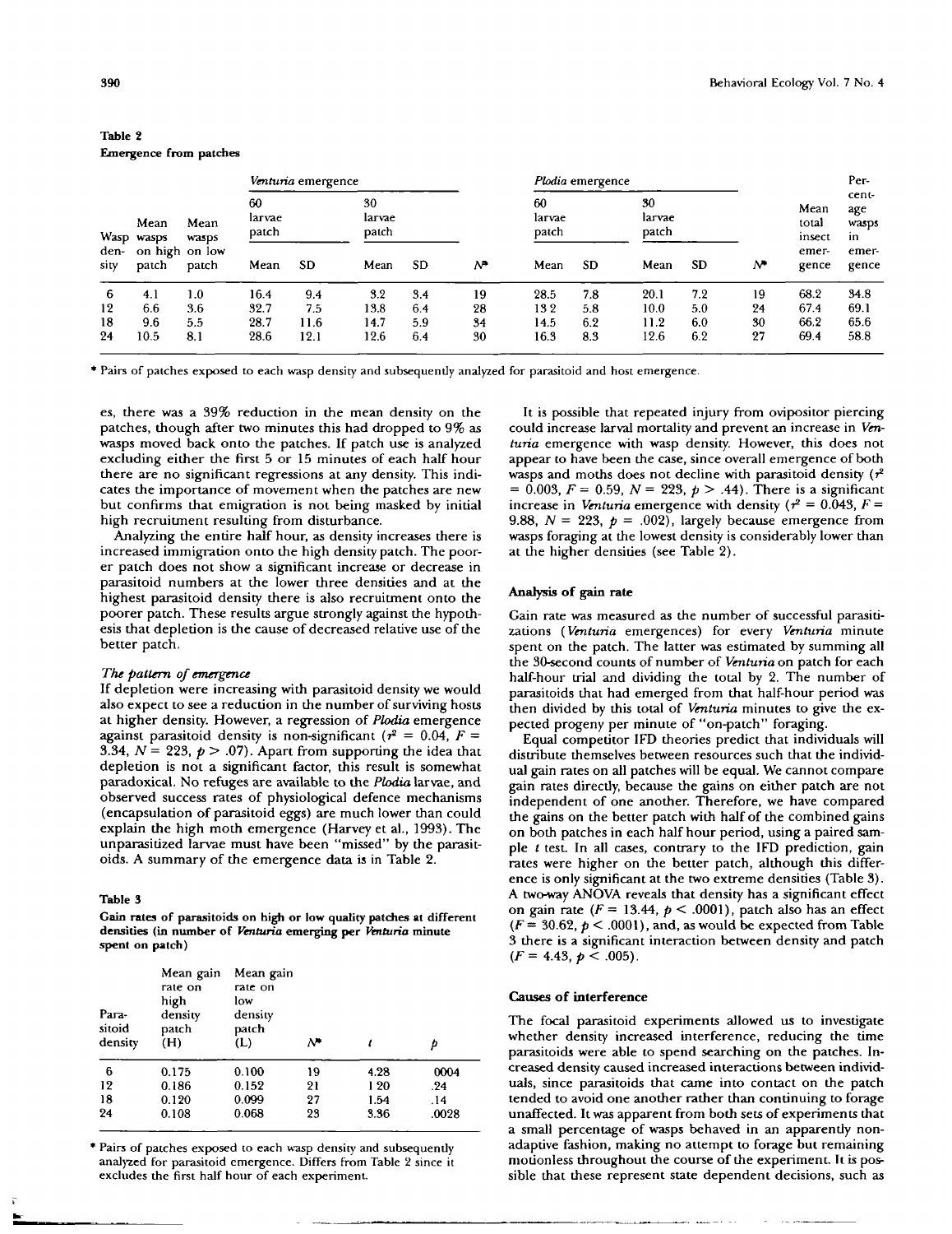**Table 2**
**Emergence from patches**

| Wasp density | Mean wasps on high patch | Mean wasps on low patch | *Venturia* emergence | | | | | *Plodia* emergence | | | | | Mean total insect emergence | Percentage wasps in emergence |
|---|---|---|---|---|---|---|---|---|---|---|---|---|---|---|
| | | | 60 larvae patch | | 30 larvae patch | | | 60 larvae patch | | 30 larvae patch | | | | |
| | | | Mean | SD | Mean | SD | $N^a$ | Mean | SD | Mean | SD | $N^a$ | | |
| 6 | 4.1 | 1.0 | 16.4 | 9.4 | 3.2 | 3.4 | 19 | 28.5 | 7.8 | 20.1 | 7.2 | 19 | 68.2 | 34.8 |
| 12 | 6.6 | 3.6 | 32.7 | 7.5 | 13.8 | 6.4 | 28 | 13.2 | 5.8 | 10.0 | 5.0 | 24 | 67.4 | 69.1 |
| 18 | 9.6 | 5.5 | 28.7 | 11.6 | 14.7 | 5.9 | 34 | 14.5 | 6.2 | 11.2 | 6.0 | 30 | 66.2 | 65.6 |
| 24 | 10.5 | 8.1 | 28.6 | 12.1 | 12.6 | 6.4 | 30 | 16.3 | 8.3 | 12.6 | 6.2 | 27 | 69.4 | 58.8 |

[a] Pairs of patches exposed to each wasp density and subsequently analyzed for parasitoid and host emergence.

es, there was a 39% reduction in the mean density on the patches, though after two minutes this had dropped to 9% as wasps moved back onto the patches. If patch use is analyzed excluding either the first 5 or 15 minutes of each half hour there are no significant regressions at any density. This indicates the importance of movement when the patches are new but confirms that emigration is not being masked by initial high recruitment resulting from disturbance.

Analyzing the entire half hour, as density increases there is increased immigration onto the high density patch. The poorer patch does not show a significant increase or decrease in parasitoid numbers at the lower three densities and at the highest parasitoid density there is also recruitment onto the poorer patch. These results argue strongly against the hypothesis that depletion is the cause of decreased relative use of the better patch.

### *The pattern of emergence*

If depletion were increasing with parasitoid density we would also expect to see a reduction in the number of surviving hosts at higher density. However, a regression of *Plodia* emergence against parasitoid density is non-significant ($r^2$ = 0.04, $F$ = 3.34, $N$ = 223, $p > .07$). Apart from supporting the idea that depletion is not a significant factor, this result is somewhat paradoxical. No refuges are available to the *Plodia* larvae, and observed success rates of physiological defence mechanisms (encapsulation of parasitoid eggs) are much lower than could explain the high moth emergence (Harvey et al., 1993). The unparasitized larvae must have been "missed" by the parasitoids. A summary of the emergence data is in Table 2.

**Table 3**
**Gain rates of parasitoids on high or low quality patches at different densities (in number of *Venturia* emerging per *Venturia* minute spent on patch)**

| Parasitoid density | Mean gain rate on high density patch (H) | Mean gain rate on low density patch (L) | $N^a$ | $t$ | $p$ |
|---|---|---|---|---|---|
| 6 | 0.175 | 0.100 | 19 | 4.28 | 0004 |
| 12 | 0.186 | 0.152 | 21 | 1.20 | .24 |
| 18 | 0.120 | 0.099 | 27 | 1.54 | .14 |
| 24 | 0.108 | 0.068 | 23 | 3.36 | .0028 |

[a] Pairs of patches exposed to each wasp density and subsequently analyzed for parasitoid emergence. Differs from Table 2 since it excludes the first half hour of each experiment.

It is possible that repeated injury from ovipositor piercing could increase larval mortality and prevent an increase in *Venturia* emergence with wasp density. However, this does not appear to have been the case, since overall emergence of both wasps and moths does not decline with parasitoid density ($r^2$ = 0.003, $F$ = 0.59, $N$ = 223, $p > .44$). There is a significant increase in *Venturia* emergence with density ($r^2$ = 0.043, $F$ = 9.88, $N$ = 223, $p$ = .002), largely because emergence from wasps foraging at the lowest density is considerably lower than at the higher densities (see Table 2).

### Analysis of gain rate

Gain rate was measured as the number of successful parasitizations (*Venturia* emergences) for every *Venturia* minute spent on the patch. The latter was estimated by summing all the 30-second counts of number of *Venturia* on patch for each half-hour trial and dividing the total by 2. The number of parasitoids that had emerged from that half-hour period was then divided by this total of *Venturia* minutes to give the expected progeny per minute of "on-patch" foraging.

Equal competitor IFD theories predict that individuals will distribute themselves between resources such that the individual gain rates on all patches will be equal. We cannot compare gain rates directly, because the gains on either patch are not independent of one another. Therefore, we have compared the gains on the better patch with half of the combined gains on both patches in each half hour period, using a paired sample $t$ test. In all cases, contrary to the IFD prediction, gain rates were higher on the better patch, although this difference is only significant at the two extreme densities (Table 3). A two-way ANOVA reveals that density has a significant effect on gain rate ($F$ = 13.44, $p < .0001$), patch also has an effect ($F$ = 30.62, $p < .0001$), and, as would be expected from Table 3 there is a significant interaction between density and patch ($F$ = 4.43, $p < .005$).

### Causes of interference

The focal parasitoid experiments allowed us to investigate whether density increased interference, reducing the time parasitoids were able to spend searching on the patches. Increased density caused increased interactions between individuals, since parasitoids that came into contact on the patch tended to avoid one another rather than continuing to forage unaffected. It was apparent from both sets of experiments that a small percentage of wasps behaved in an apparently non-adaptive fashion, making no attempt to forage but remaining motionless throughout the course of the experiment. It is possible that these represent state dependent decisions, such as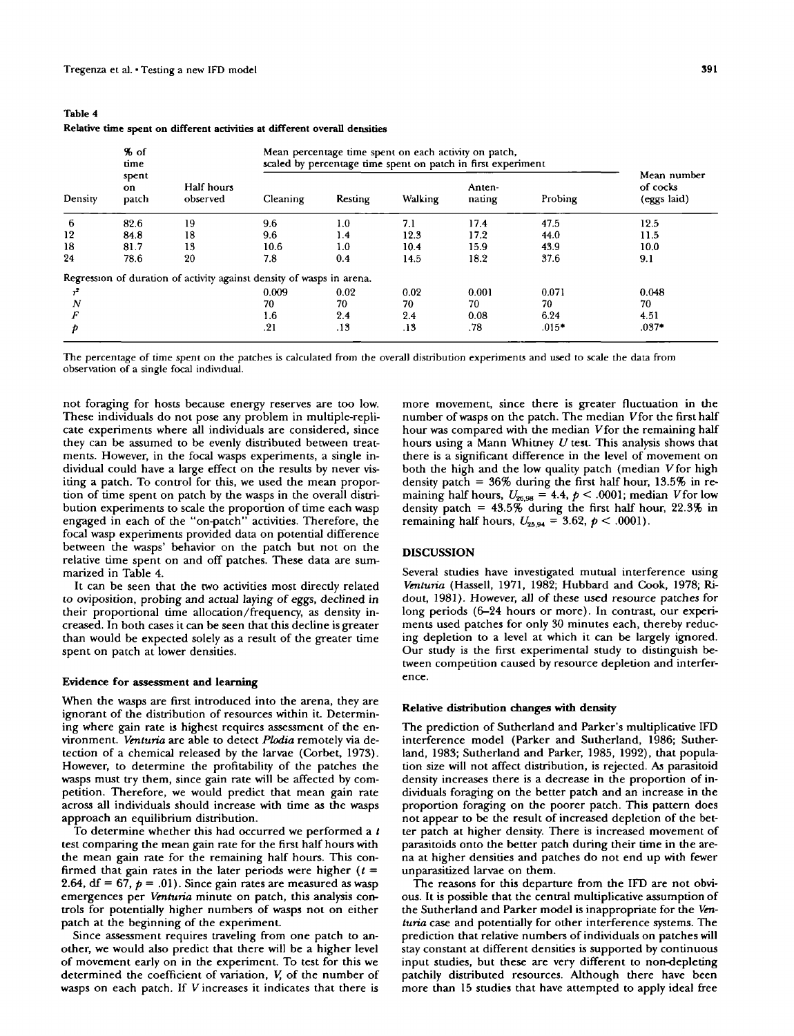**Table 4**
**Relative time spent on different activities at different overall densities**

| Density | % of time spent on patch | Half hours observed | Mean percentage time spent on each activity on patch, scaled by percentage time spent on patch in first experiment | | | | | Mean number of cocks (eggs laid) |
|---|---|---|---|---|---|---|---|---|
| | | | Cleaning | Resting | Walking | Antennating | Probing | |
| 6 | 82.6 | 19 | 9.6 | 1.0 | 7.1 | 17.4 | 47.5 | 12.5 |
| 12 | 84.8 | 18 | 9.6 | 1.4 | 12.3 | 17.2 | 44.0 | 11.5 |
| 18 | 81.7 | 13 | 10.6 | 1.0 | 10.4 | 15.9 | 43.9 | 10.0 |
| 24 | 78.6 | 20 | 7.8 | 0.4 | 14.5 | 18.2 | 37.6 | 9.1 |
| Regression of duration of activity against density of wasps in arena. | | | | | | | | |
| $r^2$ | | | 0.009 | 0.02 | 0.02 | 0.001 | 0.071 | 0.048 |
| $N$ | | | 70 | 70 | 70 | 70 | 70 | 70 |
| $F$ | | | 1.6 | 2.4 | 2.4 | 0.08 | 6.24 | 4.51 |
| $p$ | | | .21 | .13 | .13 | .78 | .015* | .037* |

The percentage of time spent on the patches is calculated from the overall distribution experiments and used to scale the data from observation of a single focal individual.

not foraging for hosts because energy reserves are too low. These individuals do not pose any problem in multiple-replicate experiments where all individuals are considered, since they can be assumed to be evenly distributed between treatments. However, in the focal wasps experiments, a single individual could have a large effect on the results by never visiting a patch. To control for this, we used the mean proportion of time spent on patch by the wasps in the overall distribution experiments to scale the proportion of time each wasp engaged in each of the "on-patch" activities. Therefore, the focal wasp experiments provided data on potential difference between the wasps' behavior on the patch but not on the relative time spent on and off patches. These data are summarized in Table 4.

It can be seen that the two activities most directly related to oviposition, probing and actual laying of eggs, declined in their proportional time allocation/frequency, as density increased. In both cases it can be seen that this decline is greater than would be expected solely as a result of the greater time spent on patch at lower densities.

### Evidence for assessment and learning

When the wasps are first introduced into the arena, they are ignorant of the distribution of resources within it. Determining where gain rate is highest requires assessment of the environment. *Venturia* are able to detect *Plodia* remotely via detection of a chemical released by the larvae (Corbet, 1973). However, to determine the profitability of the patches the wasps must try them, since gain rate will be affected by competition. Therefore, we would predict that mean gain rate across all individuals should increase with time as the wasps approach an equilibrium distribution.

To determine whether this had occurred we performed a $t$ test comparing the mean gain rate for the first half hours with the mean gain rate for the remaining half hours. This confirmed that gain rates in the later periods were higher ($t$ = 2.64, df = 67, $p$ = .01). Since gain rates are measured as wasp emergences per *Venturia* minute on patch, this analysis controls for potentially higher numbers of wasps not on either patch at the beginning of the experiment.

Since assessment requires traveling from one patch to another, we would also predict that there will be a higher level of movement early on in the experiment. To test for this we determined the coefficient of variation, $V$, of the number of wasps on each patch. If $V$ increases it indicates that there is more movement, since there is greater fluctuation in the number of wasps on the patch. The median $V$ for the first half hour was compared with the median $V$ for the remaining half hours using a Mann Whitney $U$ test. This analysis shows that there is a significant difference in the level of movement on both the high and the low quality patch (median $V$ for high density patch = 36% during the first half hour, 13.5% in remaining half hours, $U_{26,98}$ = 4.4, $p$ < .0001; median $V$ for low density patch = 43.5% during the first half hour, 22.3% in remaining half hours, $U_{25,94}$ = 3.62, $p$ < .0001).

## DISCUSSION

Several studies have investigated mutual interference using *Venturia* (Hassell, 1971, 1982; Hubbard and Cook, 1978; Ridout, 1981). However, all of these used resource patches for long periods (6–24 hours or more). In contrast, our experiments used patches for only 30 minutes each, thereby reducing depletion to a level at which it can be largely ignored. Our study is the first experimental study to distinguish between competition caused by resource depletion and interference.

### Relative distribution changes with density

The prediction of Sutherland and Parker's multiplicative IFD interference model (Parker and Sutherland, 1986; Sutherland, 1983; Sutherland and Parker, 1985, 1992), that population size will not affect distribution, is rejected. As parasitoid density increases there is a decrease in the proportion of individuals foraging on the better patch and an increase in the proportion foraging on the poorer patch. This pattern does not appear to be the result of increased depletion of the better patch at higher density. There is increased movement of parasitoids onto the better patch during their time in the arena at higher densities and patches do not end up with fewer unparasitized larvae on them.

The reasons for this departure from the IFD are not obvious. It is possible that the central multiplicative assumption of the Sutherland and Parker model is inappropriate for the *Venturia* case and potentially for other interference systems. The prediction that relative numbers of individuals on patches will stay constant at different densities is supported by continuous input studies, but these are very different to non-depleting patchily distributed resources. Although there have been more than 15 studies that have attempted to apply ideal free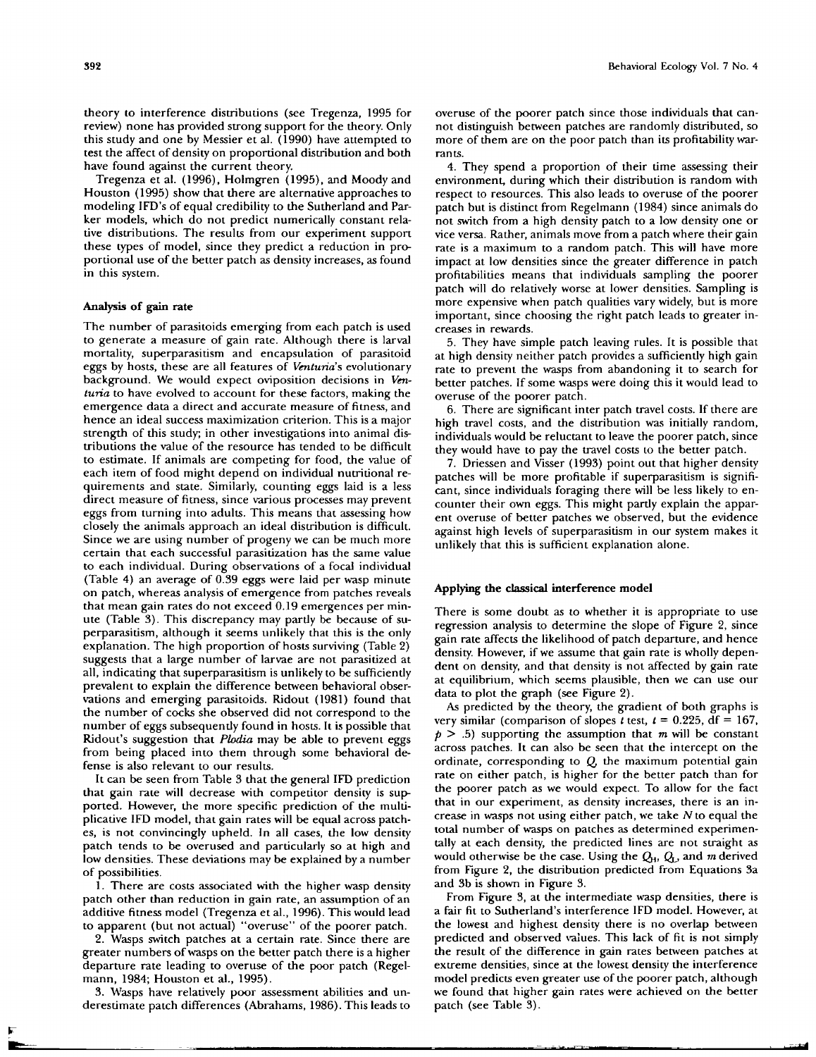theory to interference distributions (see Tregenza, 1995 for review) none has provided strong support for the theory. Only this study and one by Messier et al. (1990) have attempted to test the affect of density on proportional distribution and both have found against the current theory.

Tregenza et al. (1996), Holmgren (1995), and Moody and Houston (1995) show that there are alternative approaches to modeling IFD's of equal credibility to the Sutherland and Parker models, which do not predict numerically constant relative distributions. The results from our experiment support these types of model, since they predict a reduction in proportional use of the better patch as density increases, as found in this system.

### Analysis of gain rate

The number of parasitoids emerging from each patch is used to generate a measure of gain rate. Although there is larval mortality, superparasitism and encapsulation of parasitoid eggs by hosts, these are all features of *Venturia*'s evolutionary background. We would expect oviposition decisions in *Venturia* to have evolved to account for these factors, making the emergence data a direct and accurate measure of fitness, and hence an ideal success maximization criterion. This is a major strength of this study; in other investigations into animal distributions the value of the resource has tended to be difficult to estimate. If animals are competing for food, the value of each item of food might depend on individual nutritional requirements and state. Similarly, counting eggs laid is a less direct measure of fitness, since various processes may prevent eggs from turning into adults. This means that assessing how closely the animals approach an ideal distribution is difficult. Since we are using number of progeny we can be much more certain that each successful parasitization has the same value to each individual. During observations of a focal individual (Table 4) an average of 0.39 eggs were laid per wasp minute on patch, whereas analysis of emergence from patches reveals that mean gain rates do not exceed 0.19 emergences per minute (Table 3). This discrepancy may partly be because of superparasitism, although it seems unlikely that this is the only explanation. The high proportion of hosts surviving (Table 2) suggests that a large number of larvae are not parasitized at all, indicating that superparasitism is unlikely to be sufficiently prevalent to explain the difference between behavioral observations and emerging parasitoids. Ridout (1981) found that the number of cocks she observed did not correspond to the number of eggs subsequently found in hosts. It is possible that Ridout's suggestion that *Plodia* may be able to prevent eggs from being placed into them through some behavioral defense is also relevant to our results.

It can be seen from Table 3 that the general IFD prediction that gain rate will decrease with competitor density is supported. However, the more specific prediction of the multiplicative IFD model, that gain rates will be equal across patches, is not convincingly upheld. In all cases, the low density patch tends to be overused and particularly so at high and low densities. These deviations may be explained by a number of possibilities.

1. There are costs associated with the higher wasp density patch other than reduction in gain rate, an assumption of an additive fitness model (Tregenza et al., 1996). This would lead to apparent (but not actual) "overuse" of the poorer patch.

2. Wasps switch patches at a certain rate. Since there are greater numbers of wasps on the better patch there is a higher departure rate leading to overuse of the poor patch (Regelmann, 1984; Houston et al., 1995).

3. Wasps have relatively poor assessment abilities and underestimate patch differences (Abrahams, 1986). This leads to overuse of the poorer patch since those individuals that cannot distinguish between patches are randomly distributed, so more of them are on the poor patch than its profitability warrants.

4. They spend a proportion of their time assessing their environment, during which their distribution is random with respect to resources. This also leads to overuse of the poorer patch but is distinct from Regelmann (1984) since animals do not switch from a high density patch to a low density one or vice versa. Rather, animals move from a patch where their gain rate is a maximum to a random patch. This will have more impact at low densities since the greater difference in patch profitabilities means that individuals sampling the poorer patch will do relatively worse at lower densities. Sampling is more expensive when patch qualities vary widely, but is more important, since choosing the right patch leads to greater increases in rewards.

5. They have simple patch leaving rules. It is possible that at high density neither patch provides a sufficiently high gain rate to prevent the wasps from abandoning it to search for better patches. If some wasps were doing this it would lead to overuse of the poorer patch.

6. There are significant inter patch travel costs. If there are high travel costs, and the distribution was initially random, individuals would be reluctant to leave the poorer patch, since they would have to pay the travel costs to the better patch.

7. Driessen and Visser (1993) point out that higher density patches will be more profitable if superparasitism is significant, since individuals foraging there will be less likely to encounter their own eggs. This might partly explain the apparent overuse of better patches we observed, but the evidence against high levels of superparasitism in our system makes it unlikely that this is sufficient explanation alone.

### Applying the classical interference model

There is some doubt as to whether it is appropriate to use regression analysis to determine the slope of Figure 2, since gain rate affects the likelihood of patch departure, and hence density. However, if we assume that gain rate is wholly dependent on density, and that density is not affected by gain rate at equilibrium, which seems plausible, then we can use our data to plot the graph (see Figure 2).

As predicted by the theory, the gradient of both graphs is very similar (comparison of slopes $t$ test, $t = 0.225$, df = 167, $p > .5$) supporting the assumption that $m$ will be constant across patches. It can also be seen that the intercept on the ordinate, corresponding to $Q$, the maximum potential gain rate on either patch, is higher for the better patch than for the poorer patch as we would expect. To allow for the fact that in our experiment, as density increases, there is an increase in wasps not using either patch, we take $N$ to equal the total number of wasps on patches as determined experimentally at each density, the predicted lines are not straight as would otherwise be the case. Using the $Q_H$, $Q_L$, and $m$ derived from Figure 2, the distribution predicted from Equations 3a and 3b is shown in Figure 3.

From Figure 3, at the intermediate wasp densities, there is a fair fit to Sutherland's interference IFD model. However, at the lowest and highest density there is no overlap between predicted and observed values. This lack of fit is not simply the result of the difference in gain rates between patches at extreme densities, since at the lowest density the interference model predicts even greater use of the poorer patch, although we found that higher gain rates were achieved on the better patch (see Table 3).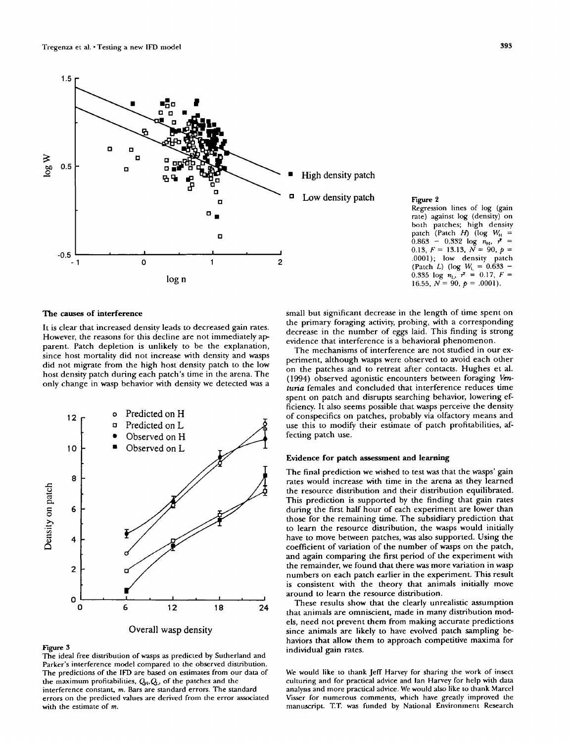Figure 2
Regression lines of log (gain rate) against log (density) on both patches; high density patch (Patch *H*) ($\log W_H = 0.863 - 0.332 \log n_H$, $r^2 = 0.13$, $F = 13.13$, $N = 90$, $p = .0001$); low density patch (Patch *L*) ($\log W_L = 0.633 - 0.335 \log n_L$, $r^2 = 0.17$, $F = 16.55$, $N = 90$, $p = .0001$).

### The causes of interference

It is clear that increased density leads to decreased gain rates. However, the reasons for this decline are not immediately apparent. Patch depletion is unlikely to be the explanation, since host mortality did not increase with density and wasps did not migrate from the high host density patch to the low host density patch during each patch's time in the arena. The only change in wasp behavior with density we detected was a small but significant decrease in the length of time spent on the primary foraging activity, probing, with a corresponding decrease in the number of eggs laid. This finding is strong evidence that interference is a behavioral phenomenon.

The mechanisms of interference are not studied in our experiment, although wasps were observed to avoid each other on the patches and to retreat after contacts. Hughes et al. (1994) observed agonistic encounters between foraging *Venturia* females and concluded that interference reduces time spent on patch and disrupts searching behavior, lowering efficiency. It also seems possible that wasps perceive the density of conspecifics on patches, probably via olfactory means and use this to modify their estimate of patch profitabilities, affecting patch use.

Figure 3
The ideal free distribution of wasps as predicted by Sutherland and Parker's interference model compared to the observed distribution. The predictions of the IFD are based on estimates from our data of the maximum profitabilities, $Q_H$, $Q_L$, of the patches and the interference constant, $m$. Bars are standard errors. The standard errors on the predicted values are derived from the error associated with the estimate of $m$.

### Evidence for patch assessment and learning

The final prediction we wished to test was that the wasps' gain rates would increase with time in the arena as they learned the resource distribution and their distribution equilibrated. This prediction is supported by the finding that gain rates during the first half hour of each experiment are lower than those for the remaining time. The subsidiary prediction that to learn the resource distribution, the wasps would initially have to move between patches, was also supported. Using the coefficient of variation of the number of wasps on the patch, and again comparing the first period of the experiment with the remainder, we found that there was more variation in wasp numbers on each patch earlier in the experiment. This result is consistent with the theory that animals initially move around to learn the resource distribution.

These results show that the clearly unrealistic assumption that animals are omniscient, made in many distribution models, need not prevent them from making accurate predictions since animals are likely to have evolved patch sampling behaviors that allow them to approach competitive maxima for individual gain rates.

We would like to thank Jeff Harvey for sharing the work of insect culturing and for practical advice and Ian Harvey for help with data analysis and more practical advice. We would also like to thank Marcel Visser for numerous comments, which have greatly improved the manuscript. T.T. was funded by National Environment Research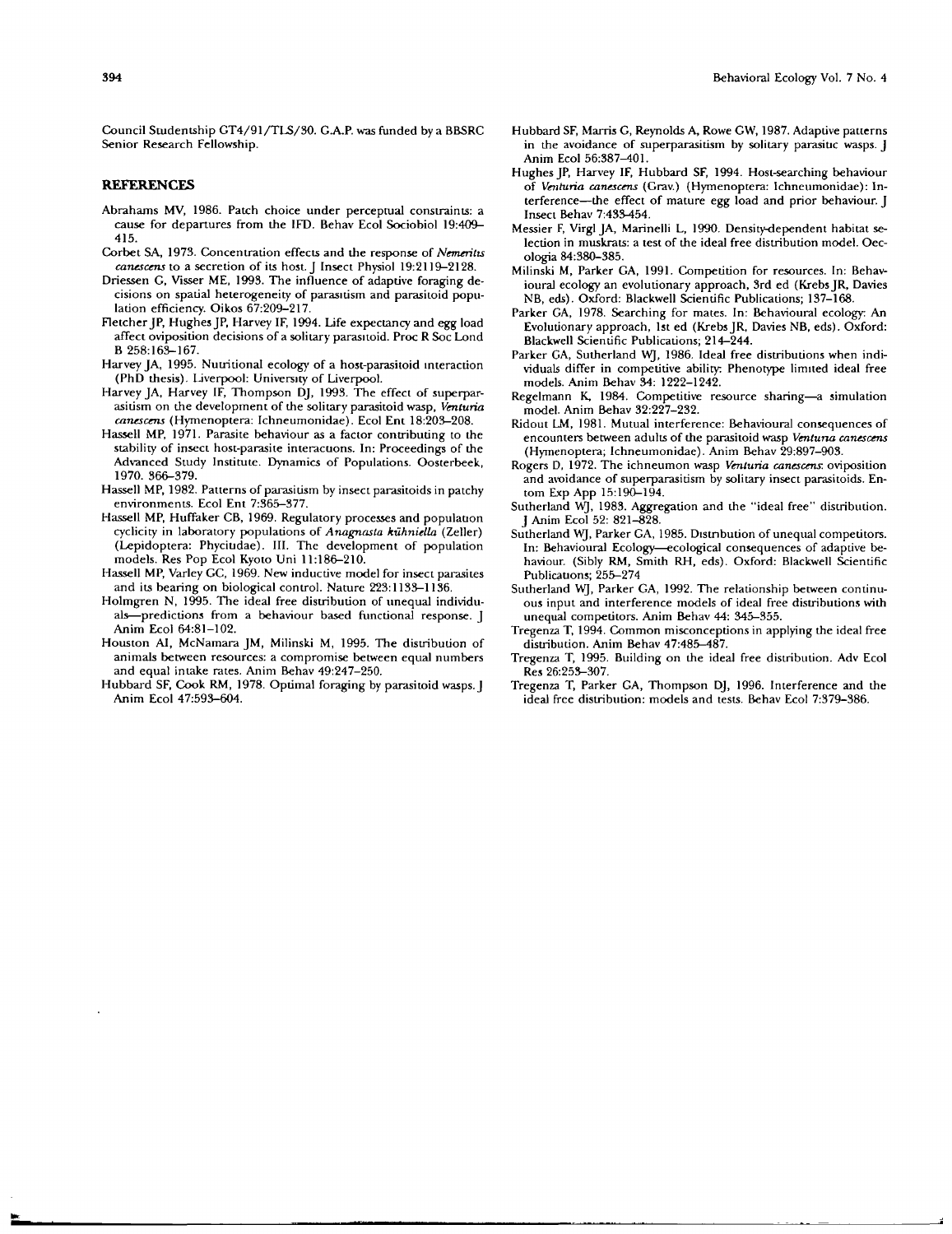Council Studentship GT4/91/TLS/30. G.A.P. was funded by a BBSRC Senior Research Fellowship.

## REFERENCES

Abrahams MV, 1986. Patch choice under perceptual constraints: a cause for departures from the IFD. Behav Ecol Sociobiol 19:409–415.

Corbet SA, 1973. Concentration effects and the response of *Nemeritis canescens* to a secretion of its host. J Insect Physiol 19:2119–2128.

Driessen G, Visser ME, 1993. The influence of adaptive foraging decisions on spatial heterogeneity of parasitism and parasitoid population efficiency. Oikos 67:209–217.

Fletcher JP, Hughes JP, Harvey IF, 1994. Life expectancy and egg load affect oviposition decisions of a solitary parasitoid. Proc R Soc Lond B 258:163–167.

Harvey JA, 1995. Nutritional ecology of a host-parasitoid interaction (PhD thesis). Liverpool: University of Liverpool.

Harvey JA, Harvey IF, Thompson DJ, 1993. The effect of superparasitism on the development of the solitary parasitoid wasp, *Venturia canescens* (Hymenoptera: Ichneumonidae). Ecol Ent 18:203–208.

Hassell MP, 1971. Parasite behaviour as a factor contributing to the stability of insect host-parasite interactions. In: Proceedings of the Advanced Study Institute. Dynamics of Populations. Oosterbeek, 1970. 366–379.

Hassell MP, 1982. Patterns of parasitism by insect parasitoids in patchy environments. Ecol Ent 7:365–377.

Hassell MP, Huffaker CB, 1969. Regulatory processes and population cyclicity in laboratory populations of *Anagnasta kühniella* (Zeller) (Lepidoptera: Phyciudae). III. The development of population models. Res Pop Ecol Kyoto Uni 11:186–210.

Hassell MP, Varley GC, 1969. New inductive model for insect parasites and its bearing on biological control. Nature 223:1133–1136.

Holmgren N, 1995. The ideal free distribution of unequal individuals—predictions from a behaviour based functional response. J Anim Ecol 64:81–102.

Houston AI, McNamara JM, Milinski M, 1995. The distribution of animals between resources: a compromise between equal numbers and equal intake rates. Anim Behav 49:247–250.

Hubbard SF, Cook RM, 1978. Optimal foraging by parasitoid wasps. J Anim Ecol 47:593–604.

Hubbard SF, Marris G, Reynolds A, Rowe GW, 1987. Adaptive patterns in the avoidance of superparasitism by solitary parasitic wasps. J Anim Ecol 56:387–401.

Hughes JP, Harvey IF, Hubbard SF, 1994. Host-searching behaviour of *Venturia canescens* (Grav.) (Hymenoptera: Ichneumonidae): Interference—the effect of mature egg load and prior behaviour. J Insect Behav 7:433–454.

Messier F, Virgl JA, Marinelli L, 1990. Density-dependent habitat selection in muskrats: a test of the ideal free distribution model. Oecologia 84:380–385.

Milinski M, Parker GA, 1991. Competition for resources. In: Behavioural ecology an evolutionary approach, 3rd ed (Krebs JR, Davies NB, eds). Oxford: Blackwell Scientific Publications; 137–168.

Parker GA, 1978. Searching for mates. In: Behavioural ecology: An Evolutionary approach, 1st ed (Krebs JR, Davies NB, eds). Oxford: Blackwell Scientific Publications; 214–244.

Parker GA, Sutherland WJ, 1986. Ideal free distributions when individuals differ in competitive ability: Phenotype limited ideal free models. Anim Behav 34: 1222–1242.

Regelmann K, 1984. Competitive resource sharing—a simulation model. Anim Behav 32:227–232.

Ridout LM, 1981. Mutual interference: Behavioural consequences of encounters between adults of the parasitoid wasp *Venturia canescens* (Hymenoptera; Ichneumonidae). Anim Behav 29:897–903.

Rogers D, 1972. The ichneumon wasp *Venturia canescens*: oviposition and avoidance of superparasitism by solitary insect parasitoids. Entom Exp App 15:190–194.

Sutherland WJ, 1983. Aggregation and the "ideal free" distribution. J Anim Ecol 52: 821–828.

Sutherland WJ, Parker GA, 1985. Distribution of unequal competitors. In: Behavioural Ecology—ecological consequences of adaptive behaviour. (Sibly RM, Smith RH, eds). Oxford: Blackwell Scientific Publications; 255–274

Sutherland WJ, Parker GA, 1992. The relationship between continuous input and interference models of ideal free distributions with unequal competitors. Anim Behav 44: 345–355.

Tregenza T, 1994. Common misconceptions in applying the ideal free distribution. Anim Behav 47:485–487.

Tregenza T, 1995. Building on the ideal free distribution. Adv Ecol Res 26:253–307.

Tregenza T, Parker GA, Thompson DJ, 1996. Interference and the ideal free distribution: models and tests. Behav Ecol 7:379–386.